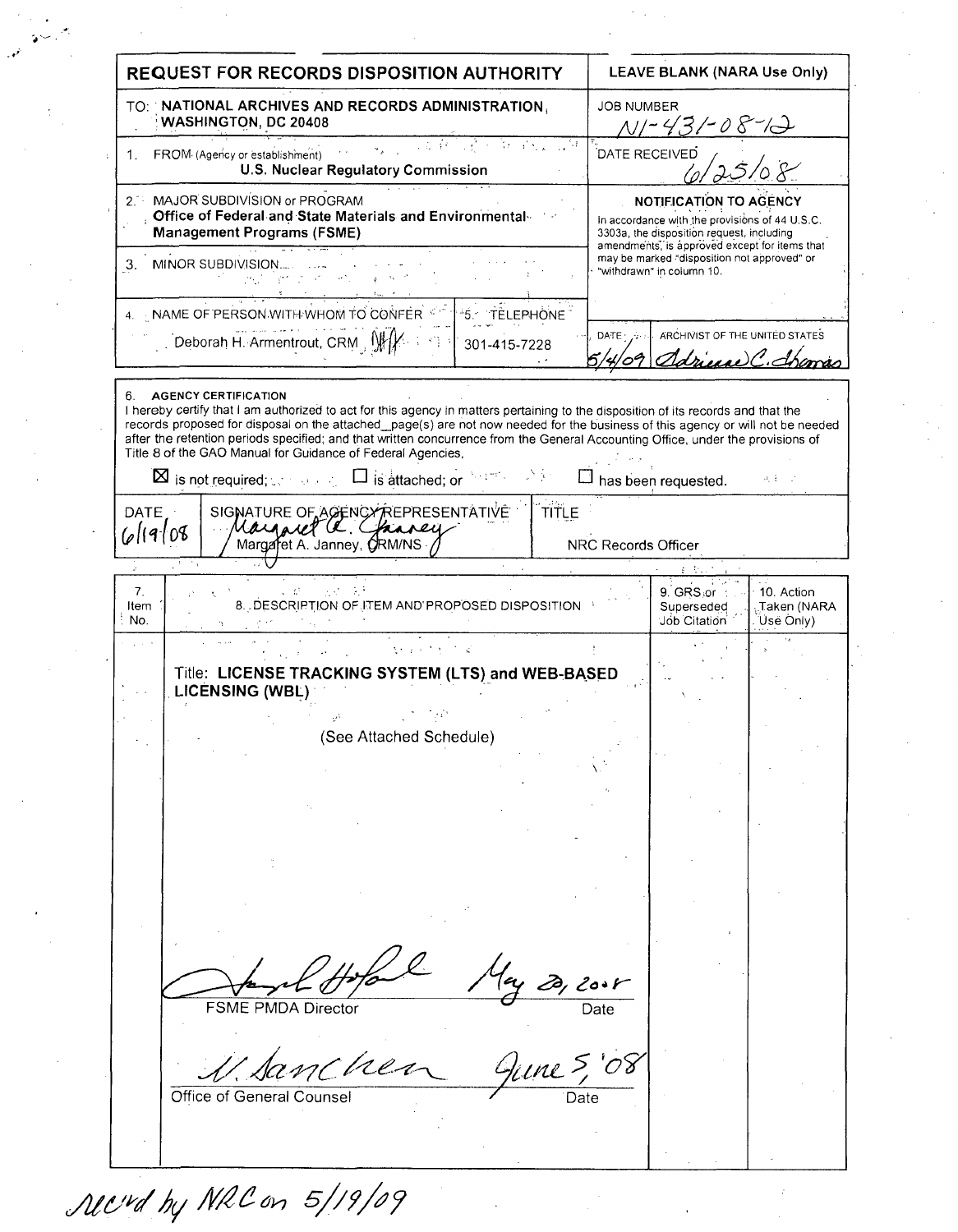# REQUEST FOR RECORDS DISPOSITION AUTHORITY

**LEAVE BLANK (NARA Use Only)**

TO: **NATIONAL ARCHIVES AND RECORDS ADMINISTRATION, WASHINGTON, DC 20408**

JOB NUMBER: N1-431-08-12

DATE RECEIVED: 6/25/08

1. FROM (Agency or establishment): **U.S. Nuclear Regulatory Commission**

2. MAJOR SUBDIVISION or PROGRAM: **Office of Federal and State Materials and Environmental Management Programs (FSME)**

3. MINOR SUBDIVISION

4. NAME OF PERSON WITH WHOM TO CONFER: Deborah H. Armentrout, CRM

5. TELEPHONE: 301-415-7228

**NOTIFICATION TO AGENCY**

In accordance with the provisions of 44 U.S.C. 3303a, the disposition request, including amendments, is approved except for items that may be marked "disposition not approved" or "withdrawn" in column 10.

DATE: 5/4/09 — ARCHIVIST OF THE UNITED STATES: Adrienne C. Thomas

6. **AGENCY CERTIFICATION**

I hereby certify that I am authorized to act for this agency in matters pertaining to the disposition of its records and that the records proposed for disposal on the attached__page(s) are not now needed for the business of this agency or will not be needed after the retention periods specified; and that written concurrence from the General Accounting Office, under the provisions of Title 8 of the GAO Manual for Guidance of Federal Agencies,

☒ is not required; ☐ is attached; or ☐ has been requested.

| DATE | SIGNATURE OF AGENCY REPRESENTATIVE | TITLE |
|---|---|---|
| 6/19/08 | Margaret A. Janney, CRM/NS | NRC Records Officer |

| 7. Item No. | 8. DESCRIPTION OF ITEM AND PROPOSED DISPOSITION | 9. GRS or Superseded Job Citation | 10. Action Taken (NARA Use Only) |
|---|---|---|---|
| | Title: **LICENSE TRACKING SYSTEM (LTS) and WEB-BASED LICENSING (WBL)** <br><br> (See Attached Schedule) | | |

FSME PMDA Director — May 20, 2008 — Date

Office of General Counsel — June 5, '08 — Date

Rec'd by NRC on 5/19/09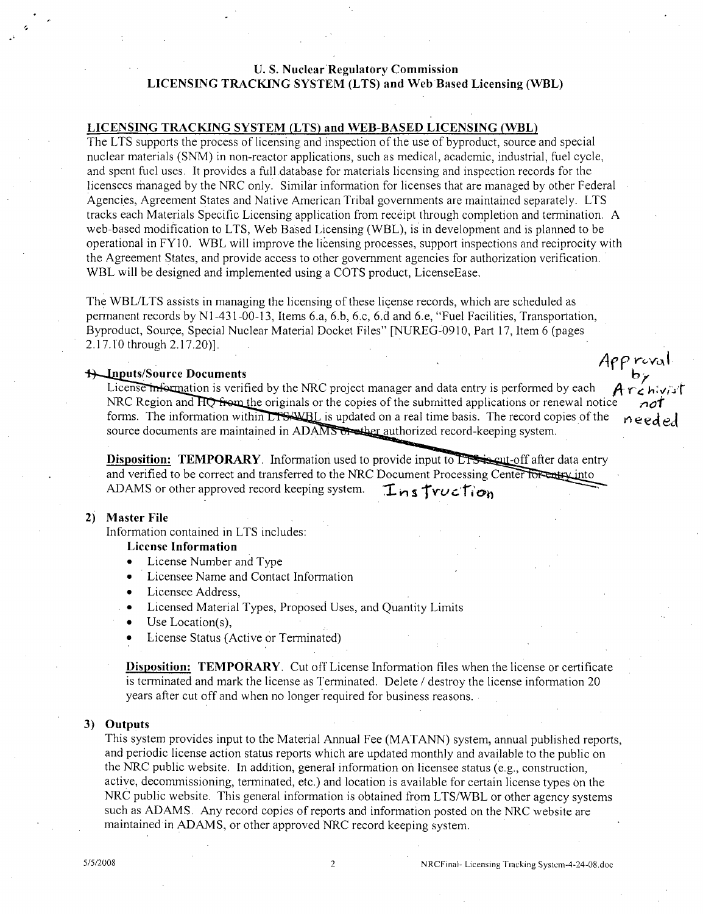U. S. Nuclear Regulatory Commission
LICENSING TRACKING SYSTEM (LTS) and Web Based Licensing (WBL)

## LICENSING TRACKING SYSTEM (LTS) and WEB-BASED LICENSING (WBL)

The LTS supports the process of licensing and inspection of the use of byproduct, source and special nuclear materials (SNM) in non-reactor applications, such as medical, academic, industrial, fuel cycle, and spent fuel uses. It provides a full database for materials licensing and inspection records for the licensees managed by the NRC only. Similar information for licenses that are managed by other Federal Agencies, Agreement States and Native American Tribal governments are maintained separately. LTS tracks each Materials Specific Licensing application from receipt through completion and termination. A web-based modification to LTS, Web Based Licensing (WBL), is in development and is planned to be operational in FY10. WBL will improve the licensing processes, support inspections and reciprocity with the Agreement States, and provide access to other government agencies for authorization verification. WBL will be designed and implemented using a COTS product, LicenseEase.

The WBL/LTS assists in managing the licensing of these license records, which are scheduled as permanent records by N1-431-00-13, Items 6.a, 6.b, 6.c, 6.d and 6.e, "Fuel Facilities, Transportation, Byproduct, Source, Special Nuclear Material Docket Files" [NUREG-0910, Part 17, Item 6 (pages 2.17.10 through 2.17.20)].

Approval by Archivist not needed

### ~~1)~~ Inputs/Source Documents

License ~~information~~ is verified by the NRC project manager and data entry is performed by each NRC Region and ~~HQ from~~ the originals or the copies of the submitted applications or renewal notice forms. The information within ~~LTS/WBL~~ is updated on a real time basis. The record copies of the source documents are maintained in ADAMS ~~or other~~ authorized record-keeping system.

**Disposition: TEMPORARY**. Information used to provide input to ~~LTS is cut~~-off after data entry and verified to be correct and transferred to the NRC Document Processing Center ~~for entry~~ into ADAMS or other approved record keeping system. Instruction

### 2) Master File

Information contained in LTS includes:

**License Information**

- License Number and Type
- Licensee Name and Contact Information
- Licensee Address,
- Licensed Material Types, Proposed Uses, and Quantity Limits
- Use Location(s),
- License Status (Active or Terminated)

**Disposition: TEMPORARY**. Cut off License Information files when the license or certificate is terminated and mark the license as Terminated. Delete / destroy the license information 20 years after cut off and when no longer required for business reasons.

### 3) Outputs

This system provides input to the Material Annual Fee (MATANN) system, annual published reports, and periodic license action status reports which are updated monthly and available to the public on the NRC public website. In addition, general information on licensee status (e.g., construction, active, decommissioning, terminated, etc.) and location is available for certain license types on the NRC public website. This general information is obtained from LTS/WBL or other agency systems such as ADAMS. Any record copies of reports and information posted on the NRC website are maintained in ADAMS, or other approved NRC record keeping system.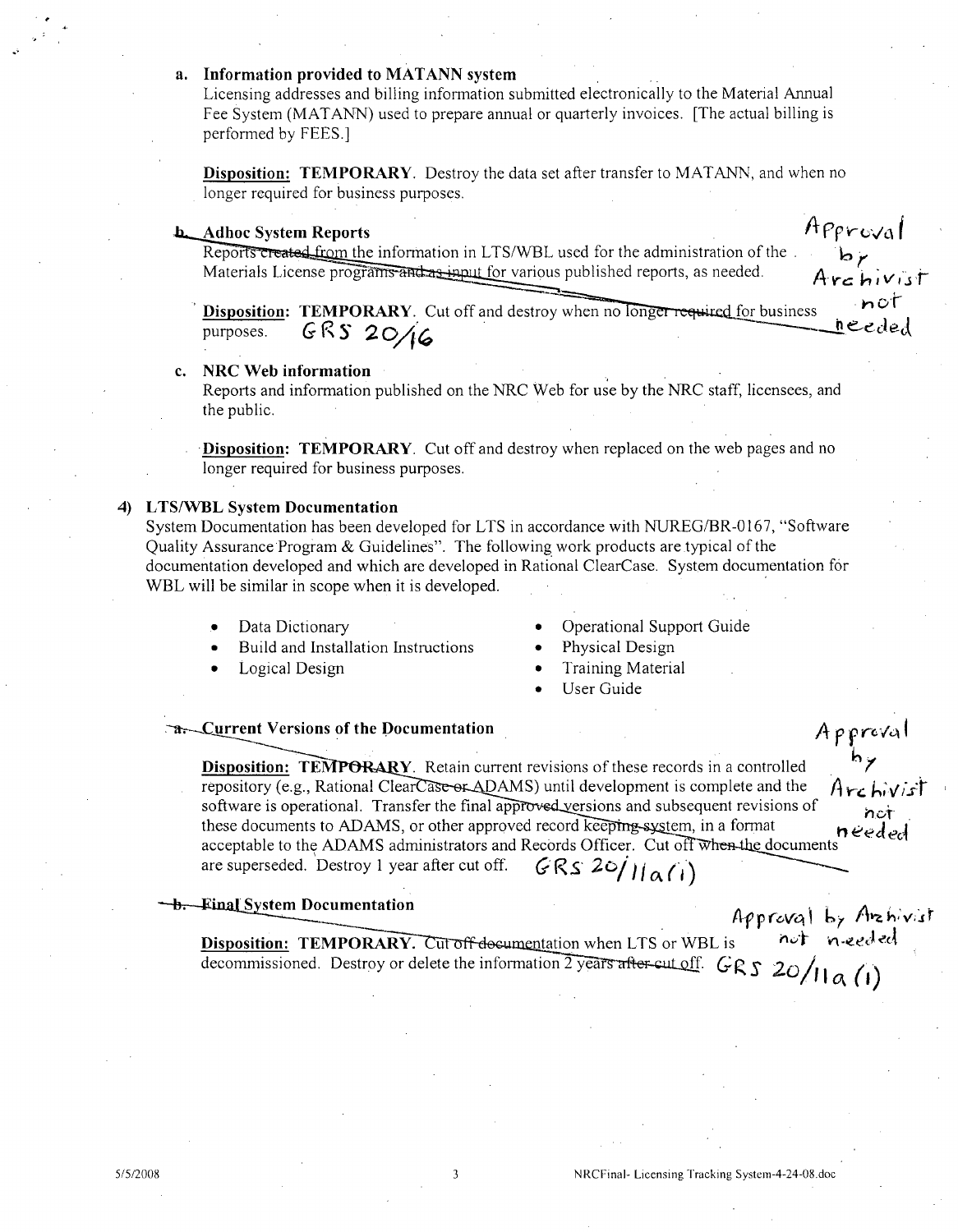a. **Information provided to MATANN system**

Licensing addresses and billing information submitted electronically to the Material Annual Fee System (MATANN) used to prepare annual or quarterly invoices. [The actual billing is performed by FEES.]

**Disposition: TEMPORARY**. Destroy the data set after transfer to MATANN, and when no longer required for business purposes.

b. **Adhoc System Reports**

Reports created from the information in LTS/WBL used for the administration of the Materials License programs and as input for various published reports, as needed.

**Disposition: TEMPORARY**. Cut off and destroy when no longer required for business purposes. GRS 20/16

Approval by Archivist not needed

c. **NRC Web information**

Reports and information published on the NRC Web for use by the NRC staff, licensees, and the public.

**Disposition: TEMPORARY**. Cut off and destroy when replaced on the web pages and no longer required for business purposes.

4) **LTS/WBL System Documentation**

System Documentation has been developed for LTS in accordance with NUREG/BR-0167, "Software Quality Assurance Program & Guidelines". The following work products are typical of the documentation developed and which are developed in Rational ClearCase. System documentation for WBL will be similar in scope when it is developed.

- Data Dictionary
- Build and Installation Instructions
- Logical Design
- Operational Support Guide
- Physical Design
- Training Material
- User Guide

a. **Current Versions of the Documentation**

**Disposition: TEMPORARY**. Retain current revisions of these records in a controlled repository (e.g., Rational ClearCase or ADAMS) until development is complete and the software is operational. Transfer the final approved versions and subsequent revisions of these documents to ADAMS, or other approved record keeping system, in a format acceptable to the ADAMS administrators and Records Officer. Cut off when the documents are superseded. Destroy 1 year after cut off. GRS 20/11a(1)

Approval by Archivist not needed

b. **Final System Documentation**

**Disposition: TEMPORARY**. Cut off documentation when LTS or WBL is decommissioned. Destroy or delete the information 2 years after cut off. GRS 20/11a(1)

Approval by Archivist not needed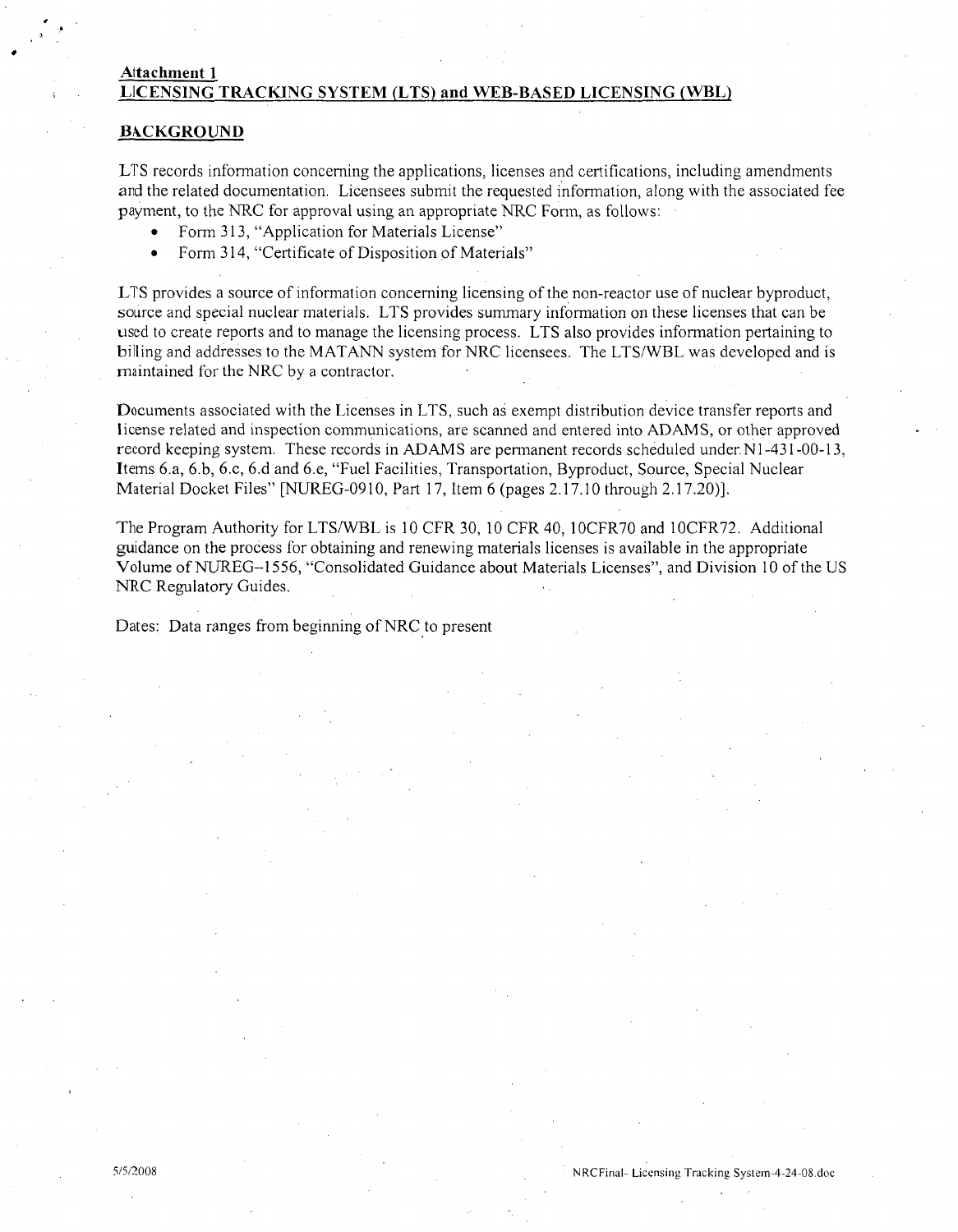**Attachment 1**
**LICENSING TRACKING SYSTEM (LTS) and WEB-BASED LICENSING (WBL)**

**BACKGROUND**

LTS records information concerning the applications, licenses and certifications, including amendments and the related documentation. Licensees submit the requested information, along with the associated fee payment, to the NRC for approval using an appropriate NRC Form, as follows:

- Form 313, "Application for Materials License"
- Form 314, "Certificate of Disposition of Materials"

LTS provides a source of information concerning licensing of the non-reactor use of nuclear byproduct, source and special nuclear materials. LTS provides summary information on these licenses that can be used to create reports and to manage the licensing process. LTS also provides information pertaining to billing and addresses to the MATANN system for NRC licensees. The LTS/WBL was developed and is maintained for the NRC by a contractor.

Documents associated with the Licenses in LTS, such as exempt distribution device transfer reports and license related and inspection communications, are scanned and entered into ADAMS, or other approved record keeping system. These records in ADAMS are permanent records scheduled under N1-431-00-13, Items 6.a, 6.b, 6.c, 6.d and 6.e, "Fuel Facilities, Transportation, Byproduct, Source, Special Nuclear Material Docket Files" [NUREG-0910, Part 17, Item 6 (pages 2.17.10 through 2.17.20)].

The Program Authority for LTS/WBL is 10 CFR 30, 10 CFR 40, 10CFR70 and 10CFR72. Additional guidance on the process for obtaining and renewing materials licenses is available in the appropriate Volume of NUREG-1556, "Consolidated Guidance about Materials Licenses", and Division 10 of the US NRC Regulatory Guides.

Dates: Data ranges from beginning of NRC to present